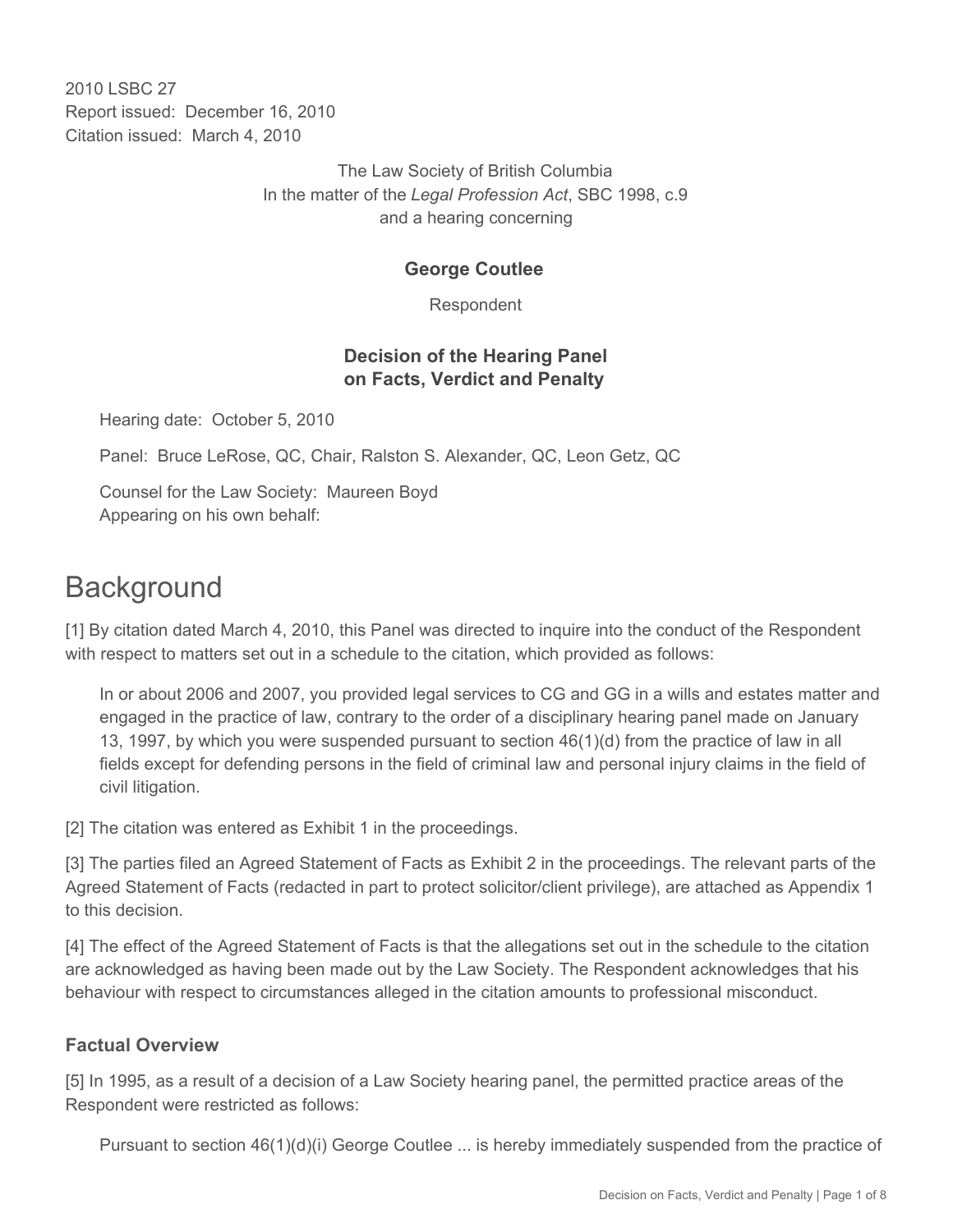2010 LSBC 27
Report issued: December 16, 2010
Citation issued: March 4, 2010

The Law Society of British Columbia
In the matter of the *Legal Profession Act*, SBC 1998, c.9
and a hearing concerning

**George Coutlee**

Respondent

**Decision of the Hearing Panel on Facts, Verdict and Penalty**

Hearing date: October 5, 2010

Panel: Bruce LeRose, QC, Chair, Ralston S. Alexander, QC, Leon Getz, QC

Counsel for the Law Society: Maureen Boyd
Appearing on his own behalf:

# Background

[1] By citation dated March 4, 2010, this Panel was directed to inquire into the conduct of the Respondent with respect to matters set out in a schedule to the citation, which provided as follows:

> In or about 2006 and 2007, you provided legal services to CG and GG in a wills and estates matter and engaged in the practice of law, contrary to the order of a disciplinary hearing panel made on January 13, 1997, by which you were suspended pursuant to section 46(1)(d) from the practice of law in all fields except for defending persons in the field of criminal law and personal injury claims in the field of civil litigation.

[2] The citation was entered as Exhibit 1 in the proceedings.

[3] The parties filed an Agreed Statement of Facts as Exhibit 2 in the proceedings. The relevant parts of the Agreed Statement of Facts (redacted in part to protect solicitor/client privilege), are attached as Appendix 1 to this decision.

[4] The effect of the Agreed Statement of Facts is that the allegations set out in the schedule to the citation are acknowledged as having been made out by the Law Society. The Respondent acknowledges that his behaviour with respect to circumstances alleged in the citation amounts to professional misconduct.

### Factual Overview

[5] In 1995, as a result of a decision of a Law Society hearing panel, the permitted practice areas of the Respondent were restricted as follows:

> Pursuant to section 46(1)(d)(i) George Coutlee ... is hereby immediately suspended from the practice of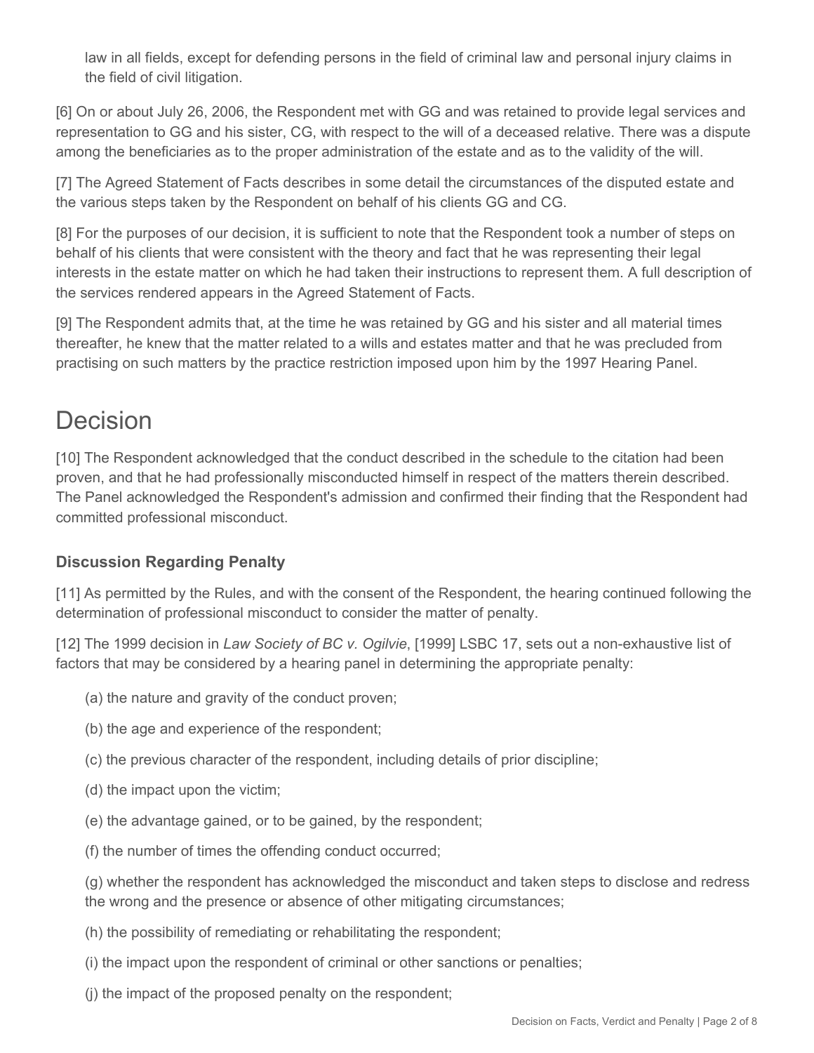law in all fields, except for defending persons in the field of criminal law and personal injury claims in the field of civil litigation.

[6] On or about July 26, 2006, the Respondent met with GG and was retained to provide legal services and representation to GG and his sister, CG, with respect to the will of a deceased relative. There was a dispute among the beneficiaries as to the proper administration of the estate and as to the validity of the will.

[7] The Agreed Statement of Facts describes in some detail the circumstances of the disputed estate and the various steps taken by the Respondent on behalf of his clients GG and CG.

[8] For the purposes of our decision, it is sufficient to note that the Respondent took a number of steps on behalf of his clients that were consistent with the theory and fact that he was representing their legal interests in the estate matter on which he had taken their instructions to represent them. A full description of the services rendered appears in the Agreed Statement of Facts.

[9] The Respondent admits that, at the time he was retained by GG and his sister and all material times thereafter, he knew that the matter related to a wills and estates matter and that he was precluded from practising on such matters by the practice restriction imposed upon him by the 1997 Hearing Panel.

# Decision

[10] The Respondent acknowledged that the conduct described in the schedule to the citation had been proven, and that he had professionally misconducted himself in respect of the matters therein described. The Panel acknowledged the Respondent's admission and confirmed their finding that the Respondent had committed professional misconduct.

### Discussion Regarding Penalty

[11] As permitted by the Rules, and with the consent of the Respondent, the hearing continued following the determination of professional misconduct to consider the matter of penalty.

[12] The 1999 decision in *Law Society of BC v. Ogilvie*, [1999] LSBC 17, sets out a non-exhaustive list of factors that may be considered by a hearing panel in determining the appropriate penalty:

(a) the nature and gravity of the conduct proven;

(b) the age and experience of the respondent;

(c) the previous character of the respondent, including details of prior discipline;

(d) the impact upon the victim;

(e) the advantage gained, or to be gained, by the respondent;

(f) the number of times the offending conduct occurred;

(g) whether the respondent has acknowledged the misconduct and taken steps to disclose and redress the wrong and the presence or absence of other mitigating circumstances;

(h) the possibility of remediating or rehabilitating the respondent;

(i) the impact upon the respondent of criminal or other sanctions or penalties;

(j) the impact of the proposed penalty on the respondent;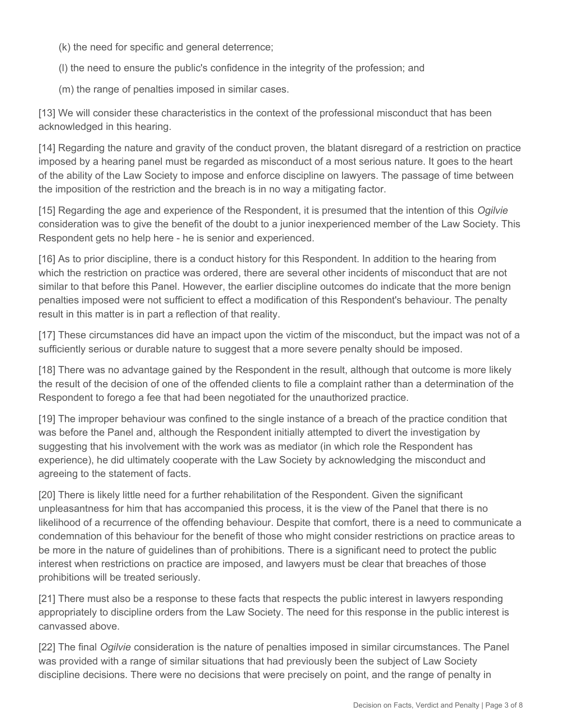(k) the need for specific and general deterrence;

(l) the need to ensure the public's confidence in the integrity of the profession; and

(m) the range of penalties imposed in similar cases.

[13] We will consider these characteristics in the context of the professional misconduct that has been acknowledged in this hearing.

[14] Regarding the nature and gravity of the conduct proven, the blatant disregard of a restriction on practice imposed by a hearing panel must be regarded as misconduct of a most serious nature. It goes to the heart of the ability of the Law Society to impose and enforce discipline on lawyers. The passage of time between the imposition of the restriction and the breach is in no way a mitigating factor.

[15] Regarding the age and experience of the Respondent, it is presumed that the intention of this *Ogilvie* consideration was to give the benefit of the doubt to a junior inexperienced member of the Law Society. This Respondent gets no help here - he is senior and experienced.

[16] As to prior discipline, there is a conduct history for this Respondent. In addition to the hearing from which the restriction on practice was ordered, there are several other incidents of misconduct that are not similar to that before this Panel. However, the earlier discipline outcomes do indicate that the more benign penalties imposed were not sufficient to effect a modification of this Respondent's behaviour. The penalty result in this matter is in part a reflection of that reality.

[17] These circumstances did have an impact upon the victim of the misconduct, but the impact was not of a sufficiently serious or durable nature to suggest that a more severe penalty should be imposed.

[18] There was no advantage gained by the Respondent in the result, although that outcome is more likely the result of the decision of one of the offended clients to file a complaint rather than a determination of the Respondent to forego a fee that had been negotiated for the unauthorized practice.

[19] The improper behaviour was confined to the single instance of a breach of the practice condition that was before the Panel and, although the Respondent initially attempted to divert the investigation by suggesting that his involvement with the work was as mediator (in which role the Respondent has experience), he did ultimately cooperate with the Law Society by acknowledging the misconduct and agreeing to the statement of facts.

[20] There is likely little need for a further rehabilitation of the Respondent. Given the significant unpleasantness for him that has accompanied this process, it is the view of the Panel that there is no likelihood of a recurrence of the offending behaviour. Despite that comfort, there is a need to communicate a condemnation of this behaviour for the benefit of those who might consider restrictions on practice areas to be more in the nature of guidelines than of prohibitions. There is a significant need to protect the public interest when restrictions on practice are imposed, and lawyers must be clear that breaches of those prohibitions will be treated seriously.

[21] There must also be a response to these facts that respects the public interest in lawyers responding appropriately to discipline orders from the Law Society. The need for this response in the public interest is canvassed above.

[22] The final *Ogilvie* consideration is the nature of penalties imposed in similar circumstances. The Panel was provided with a range of similar situations that had previously been the subject of Law Society discipline decisions. There were no decisions that were precisely on point, and the range of penalty in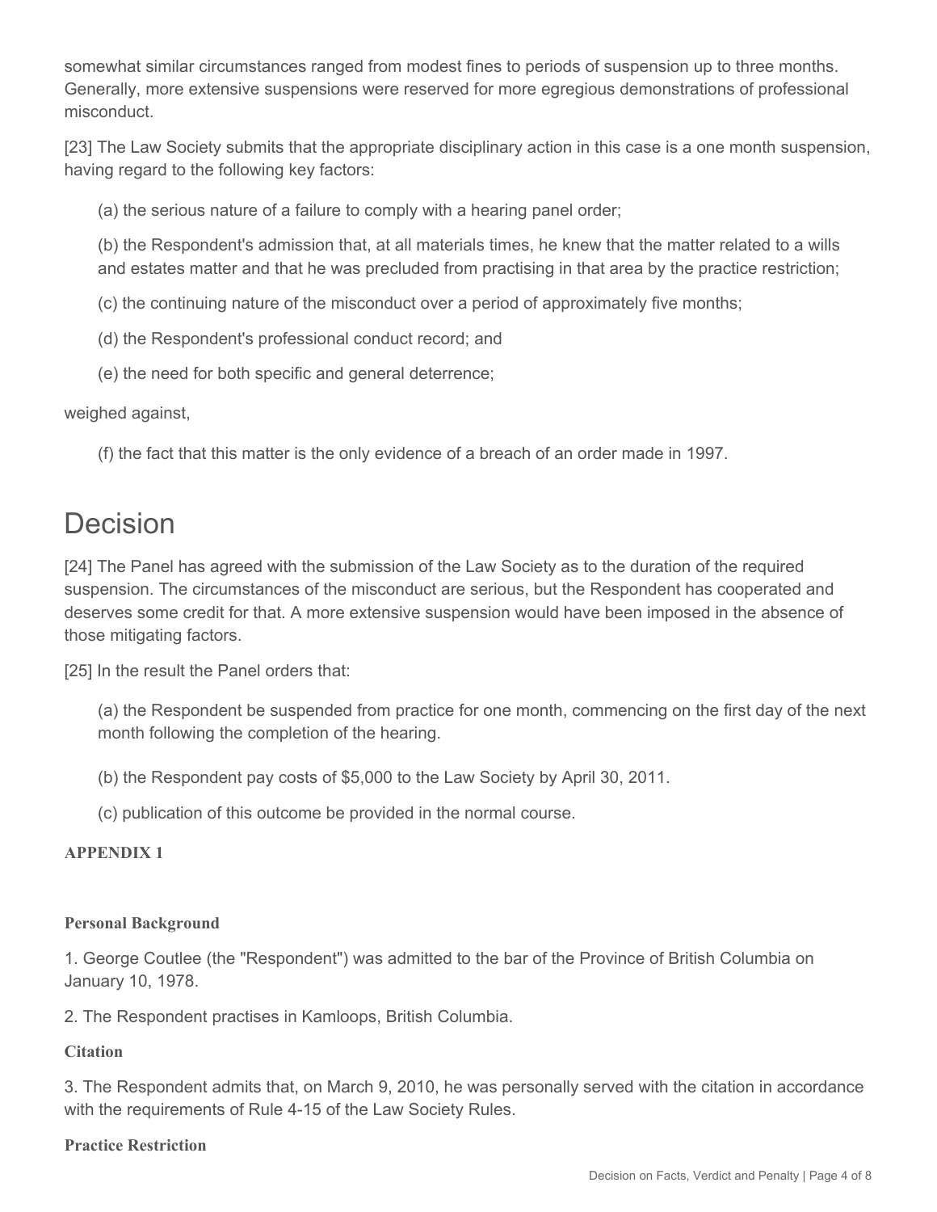somewhat similar circumstances ranged from modest fines to periods of suspension up to three months. Generally, more extensive suspensions were reserved for more egregious demonstrations of professional misconduct.

[23] The Law Society submits that the appropriate disciplinary action in this case is a one month suspension, having regard to the following key factors:

(a) the serious nature of a failure to comply with a hearing panel order;

(b) the Respondent's admission that, at all materials times, he knew that the matter related to a wills and estates matter and that he was precluded from practising in that area by the practice restriction;

(c) the continuing nature of the misconduct over a period of approximately five months;

(d) the Respondent's professional conduct record; and

(e) the need for both specific and general deterrence;

weighed against,

(f) the fact that this matter is the only evidence of a breach of an order made in 1997.

# Decision

[24] The Panel has agreed with the submission of the Law Society as to the duration of the required suspension. The circumstances of the misconduct are serious, but the Respondent has cooperated and deserves some credit for that. A more extensive suspension would have been imposed in the absence of those mitigating factors.

[25] In the result the Panel orders that:

(a) the Respondent be suspended from practice for one month, commencing on the first day of the next month following the completion of the hearing.

(b) the Respondent pay costs of $5,000 to the Law Society by April 30, 2011.

(c) publication of this outcome be provided in the normal course.

**APPENDIX 1**

**Personal Background**

1. George Coutlee (the "Respondent") was admitted to the bar of the Province of British Columbia on January 10, 1978.

2. The Respondent practises in Kamloops, British Columbia.

**Citation**

3. The Respondent admits that, on March 9, 2010, he was personally served with the citation in accordance with the requirements of Rule 4-15 of the Law Society Rules.

**Practice Restriction**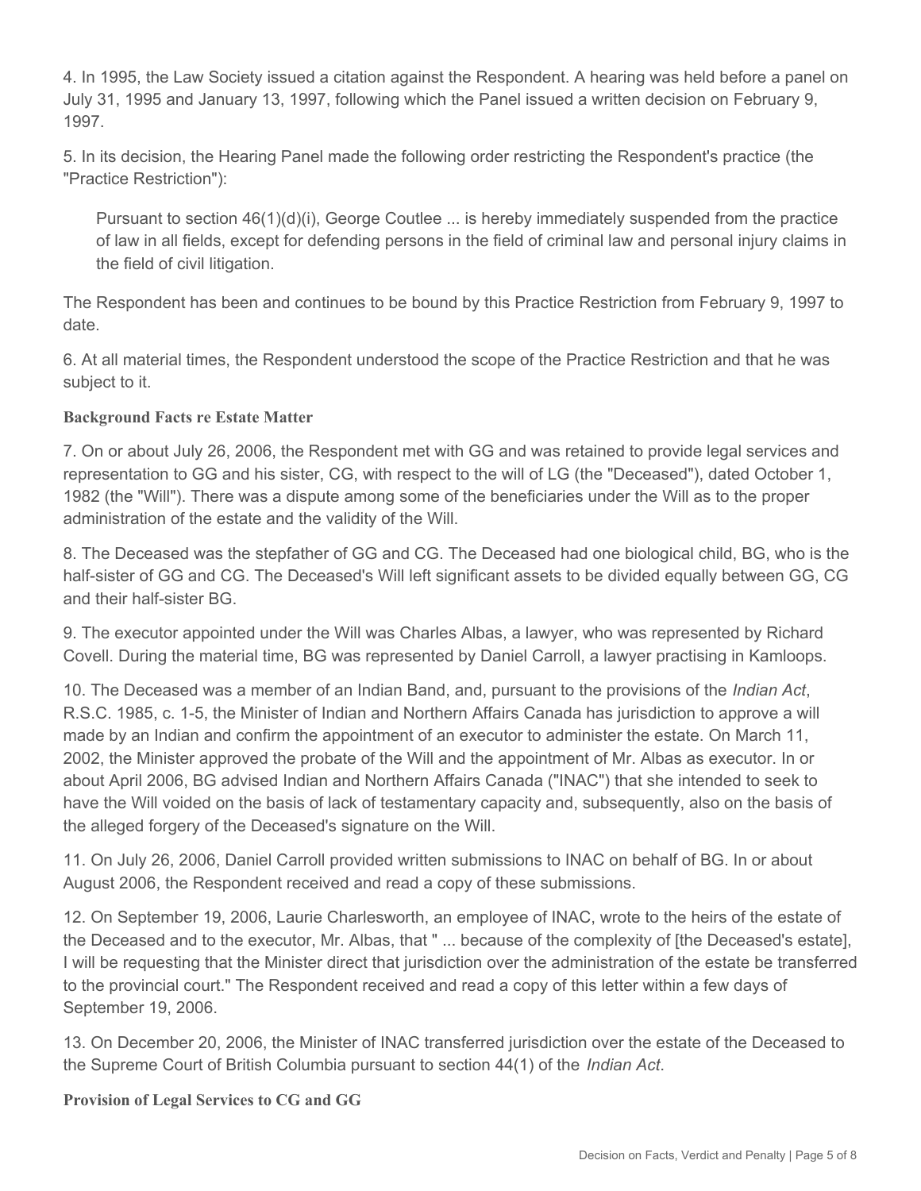4. In 1995, the Law Society issued a citation against the Respondent. A hearing was held before a panel on July 31, 1995 and January 13, 1997, following which the Panel issued a written decision on February 9, 1997.

5. In its decision, the Hearing Panel made the following order restricting the Respondent's practice (the "Practice Restriction"):

> Pursuant to section 46(1)(d)(i), George Coutlee ... is hereby immediately suspended from the practice of law in all fields, except for defending persons in the field of criminal law and personal injury claims in the field of civil litigation.

The Respondent has been and continues to be bound by this Practice Restriction from February 9, 1997 to date.

6. At all material times, the Respondent understood the scope of the Practice Restriction and that he was subject to it.

**Background Facts re Estate Matter**

7. On or about July 26, 2006, the Respondent met with GG and was retained to provide legal services and representation to GG and his sister, CG, with respect to the will of LG (the "Deceased"), dated October 1, 1982 (the "Will"). There was a dispute among some of the beneficiaries under the Will as to the proper administration of the estate and the validity of the Will.

8. The Deceased was the stepfather of GG and CG. The Deceased had one biological child, BG, who is the half-sister of GG and CG. The Deceased's Will left significant assets to be divided equally between GG, CG and their half-sister BG.

9. The executor appointed under the Will was Charles Albas, a lawyer, who was represented by Richard Covell. During the material time, BG was represented by Daniel Carroll, a lawyer practising in Kamloops.

10. The Deceased was a member of an Indian Band, and, pursuant to the provisions of the *Indian Act*, R.S.C. 1985, c. 1-5, the Minister of Indian and Northern Affairs Canada has jurisdiction to approve a will made by an Indian and confirm the appointment of an executor to administer the estate. On March 11, 2002, the Minister approved the probate of the Will and the appointment of Mr. Albas as executor. In or about April 2006, BG advised Indian and Northern Affairs Canada ("INAC") that she intended to seek to have the Will voided on the basis of lack of testamentary capacity and, subsequently, also on the basis of the alleged forgery of the Deceased's signature on the Will.

11. On July 26, 2006, Daniel Carroll provided written submissions to INAC on behalf of BG. In or about August 2006, the Respondent received and read a copy of these submissions.

12. On September 19, 2006, Laurie Charlesworth, an employee of INAC, wrote to the heirs of the estate of the Deceased and to the executor, Mr. Albas, that " ... because of the complexity of [the Deceased's estate], I will be requesting that the Minister direct that jurisdiction over the administration of the estate be transferred to the provincial court." The Respondent received and read a copy of this letter within a few days of September 19, 2006.

13. On December 20, 2006, the Minister of INAC transferred jurisdiction over the estate of the Deceased to the Supreme Court of British Columbia pursuant to section 44(1) of the *Indian Act*.

**Provision of Legal Services to CG and GG**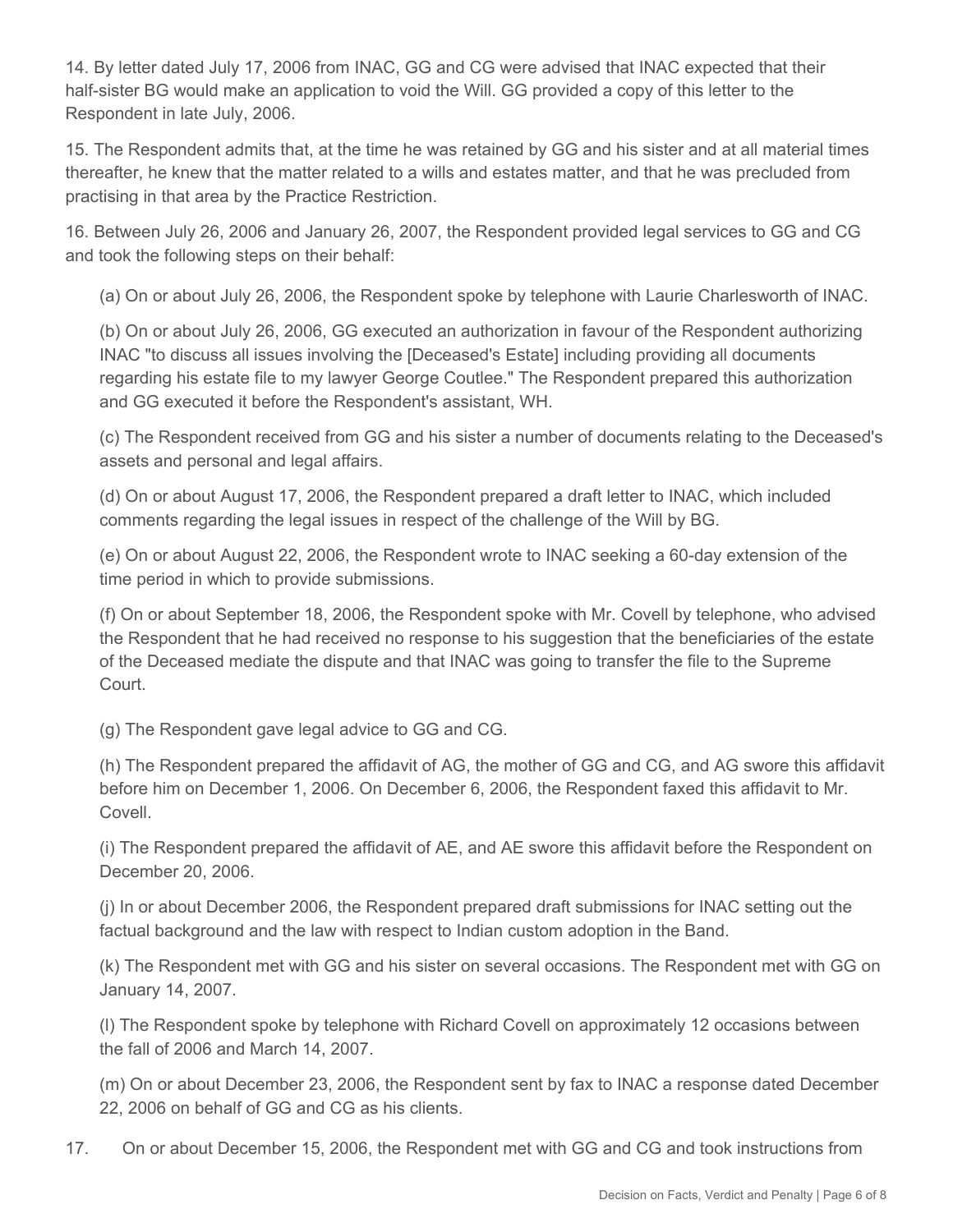14. By letter dated July 17, 2006 from INAC, GG and CG were advised that INAC expected that their half-sister BG would make an application to void the Will. GG provided a copy of this letter to the Respondent in late July, 2006.

15. The Respondent admits that, at the time he was retained by GG and his sister and at all material times thereafter, he knew that the matter related to a wills and estates matter, and that he was precluded from practising in that area by the Practice Restriction.

16. Between July 26, 2006 and January 26, 2007, the Respondent provided legal services to GG and CG and took the following steps on their behalf:

(a) On or about July 26, 2006, the Respondent spoke by telephone with Laurie Charlesworth of INAC.

(b) On or about July 26, 2006, GG executed an authorization in favour of the Respondent authorizing INAC "to discuss all issues involving the [Deceased's Estate] including providing all documents regarding his estate file to my lawyer George Coutlee." The Respondent prepared this authorization and GG executed it before the Respondent's assistant, WH.

(c) The Respondent received from GG and his sister a number of documents relating to the Deceased's assets and personal and legal affairs.

(d) On or about August 17, 2006, the Respondent prepared a draft letter to INAC, which included comments regarding the legal issues in respect of the challenge of the Will by BG.

(e) On or about August 22, 2006, the Respondent wrote to INAC seeking a 60-day extension of the time period in which to provide submissions.

(f) On or about September 18, 2006, the Respondent spoke with Mr. Covell by telephone, who advised the Respondent that he had received no response to his suggestion that the beneficiaries of the estate of the Deceased mediate the dispute and that INAC was going to transfer the file to the Supreme Court.

(g) The Respondent gave legal advice to GG and CG.

(h) The Respondent prepared the affidavit of AG, the mother of GG and CG, and AG swore this affidavit before him on December 1, 2006. On December 6, 2006, the Respondent faxed this affidavit to Mr. Covell.

(i) The Respondent prepared the affidavit of AE, and AE swore this affidavit before the Respondent on December 20, 2006.

(j) In or about December 2006, the Respondent prepared draft submissions for INAC setting out the factual background and the law with respect to Indian custom adoption in the Band.

(k) The Respondent met with GG and his sister on several occasions. The Respondent met with GG on January 14, 2007.

(l) The Respondent spoke by telephone with Richard Covell on approximately 12 occasions between the fall of 2006 and March 14, 2007.

(m) On or about December 23, 2006, the Respondent sent by fax to INAC a response dated December 22, 2006 on behalf of GG and CG as his clients.

17. On or about December 15, 2006, the Respondent met with GG and CG and took instructions from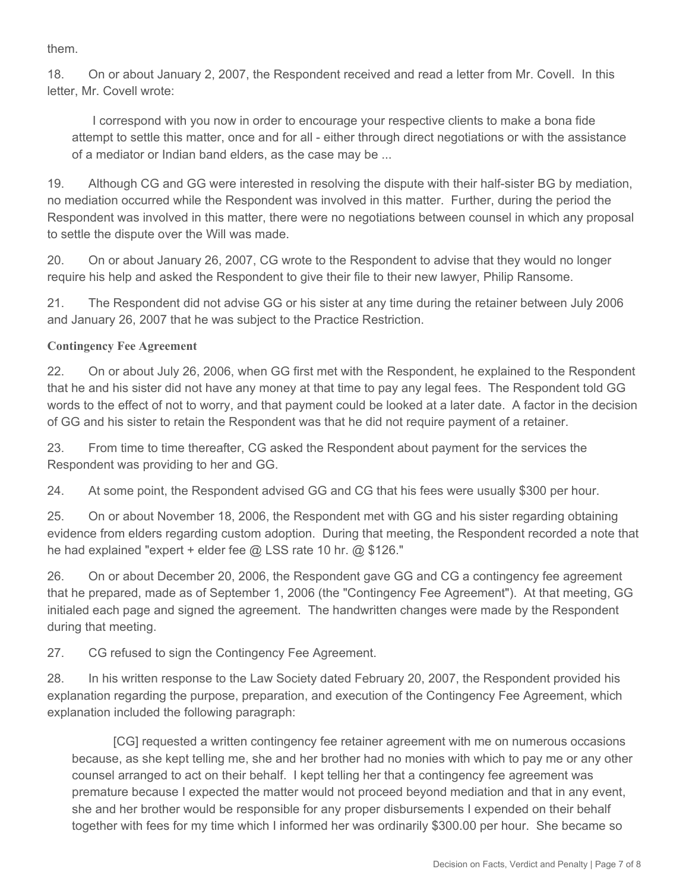them.

18. On or about January 2, 2007, the Respondent received and read a letter from Mr. Covell. In this letter, Mr. Covell wrote:

> I correspond with you now in order to encourage your respective clients to make a bona fide attempt to settle this matter, once and for all - either through direct negotiations or with the assistance of a mediator or Indian band elders, as the case may be ...

19. Although CG and GG were interested in resolving the dispute with their half-sister BG by mediation, no mediation occurred while the Respondent was involved in this matter. Further, during the period the Respondent was involved in this matter, there were no negotiations between counsel in which any proposal to settle the dispute over the Will was made.

20. On or about January 26, 2007, CG wrote to the Respondent to advise that they would no longer require his help and asked the Respondent to give their file to their new lawyer, Philip Ransome.

21. The Respondent did not advise GG or his sister at any time during the retainer between July 2006 and January 26, 2007 that he was subject to the Practice Restriction.

**Contingency Fee Agreement**

22. On or about July 26, 2006, when GG first met with the Respondent, he explained to the Respondent that he and his sister did not have any money at that time to pay any legal fees. The Respondent told GG words to the effect of not to worry, and that payment could be looked at a later date. A factor in the decision of GG and his sister to retain the Respondent was that he did not require payment of a retainer.

23. From time to time thereafter, CG asked the Respondent about payment for the services the Respondent was providing to her and GG.

24. At some point, the Respondent advised GG and CG that his fees were usually $300 per hour.

25. On or about November 18, 2006, the Respondent met with GG and his sister regarding obtaining evidence from elders regarding custom adoption. During that meeting, the Respondent recorded a note that he had explained "expert + elder fee @ LSS rate 10 hr. @ $126."

26. On or about December 20, 2006, the Respondent gave GG and CG a contingency fee agreement that he prepared, made as of September 1, 2006 (the "Contingency Fee Agreement"). At that meeting, GG initialed each page and signed the agreement. The handwritten changes were made by the Respondent during that meeting.

27. CG refused to sign the Contingency Fee Agreement.

28. In his written response to the Law Society dated February 20, 2007, the Respondent provided his explanation regarding the purpose, preparation, and execution of the Contingency Fee Agreement, which explanation included the following paragraph:

> [CG] requested a written contingency fee retainer agreement with me on numerous occasions because, as she kept telling me, she and her brother had no monies with which to pay me or any other counsel arranged to act on their behalf. I kept telling her that a contingency fee agreement was premature because I expected the matter would not proceed beyond mediation and that in any event, she and her brother would be responsible for any proper disbursements I expended on their behalf together with fees for my time which I informed her was ordinarily $300.00 per hour. She became so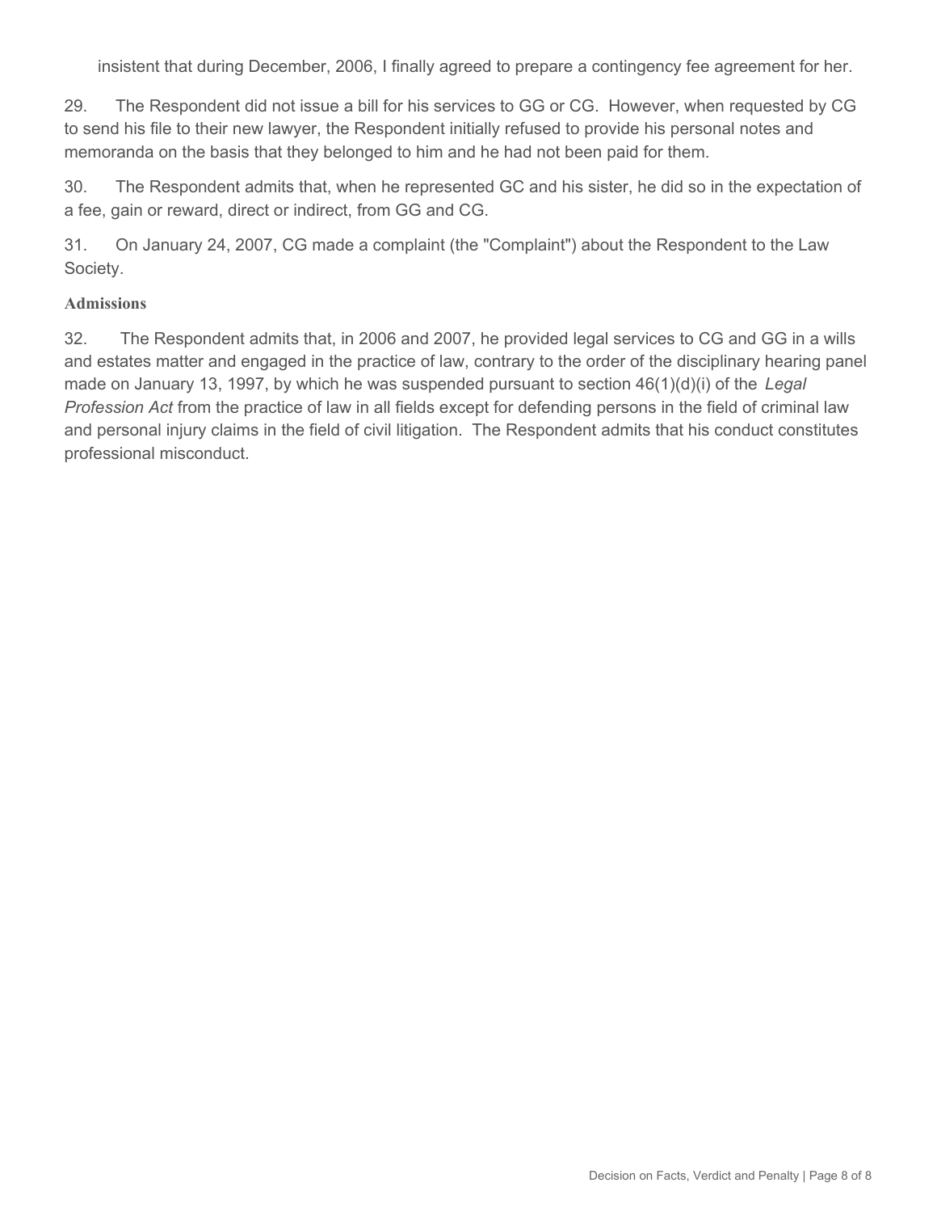insistent that during December, 2006, I finally agreed to prepare a contingency fee agreement for her.

29. The Respondent did not issue a bill for his services to GG or CG. However, when requested by CG to send his file to their new lawyer, the Respondent initially refused to provide his personal notes and memoranda on the basis that they belonged to him and he had not been paid for them.

30. The Respondent admits that, when he represented GC and his sister, he did so in the expectation of a fee, gain or reward, direct or indirect, from GG and CG.

31. On January 24, 2007, CG made a complaint (the "Complaint") about the Respondent to the Law Society.

**Admissions**

32. The Respondent admits that, in 2006 and 2007, he provided legal services to CG and GG in a wills and estates matter and engaged in the practice of law, contrary to the order of the disciplinary hearing panel made on January 13, 1997, by which he was suspended pursuant to section 46(1)(d)(i) of the *Legal Profession Act* from the practice of law in all fields except for defending persons in the field of criminal law and personal injury claims in the field of civil litigation. The Respondent admits that his conduct constitutes professional misconduct.